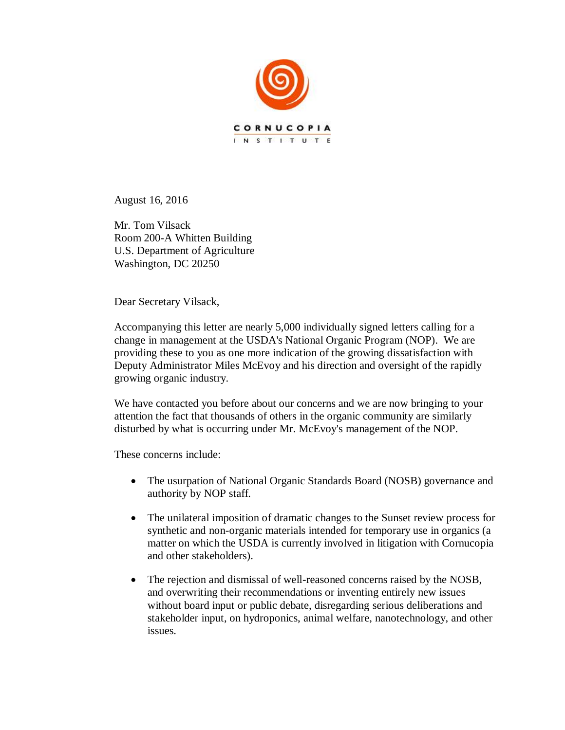CORNUCOPIA INSTITUTE

August 16, 2016

Mr. Tom Vilsack
Room 200-A Whitten Building
U.S. Department of Agriculture
Washington, DC 20250

Dear Secretary Vilsack,

Accompanying this letter are nearly 5,000 individually signed letters calling for a change in management at the USDA's National Organic Program (NOP). We are providing these to you as one more indication of the growing dissatisfaction with Deputy Administrator Miles McEvoy and his direction and oversight of the rapidly growing organic industry.

We have contacted you before about our concerns and we are now bringing to your attention the fact that thousands of others in the organic community are similarly disturbed by what is occurring under Mr. McEvoy's management of the NOP.

These concerns include:

- The usurpation of National Organic Standards Board (NOSB) governance and authority by NOP staff.
- The unilateral imposition of dramatic changes to the Sunset review process for synthetic and non-organic materials intended for temporary use in organics (a matter on which the USDA is currently involved in litigation with Cornucopia and other stakeholders).
- The rejection and dismissal of well-reasoned concerns raised by the NOSB, and overwriting their recommendations or inventing entirely new issues without board input or public debate, disregarding serious deliberations and stakeholder input, on hydroponics, animal welfare, nanotechnology, and other issues.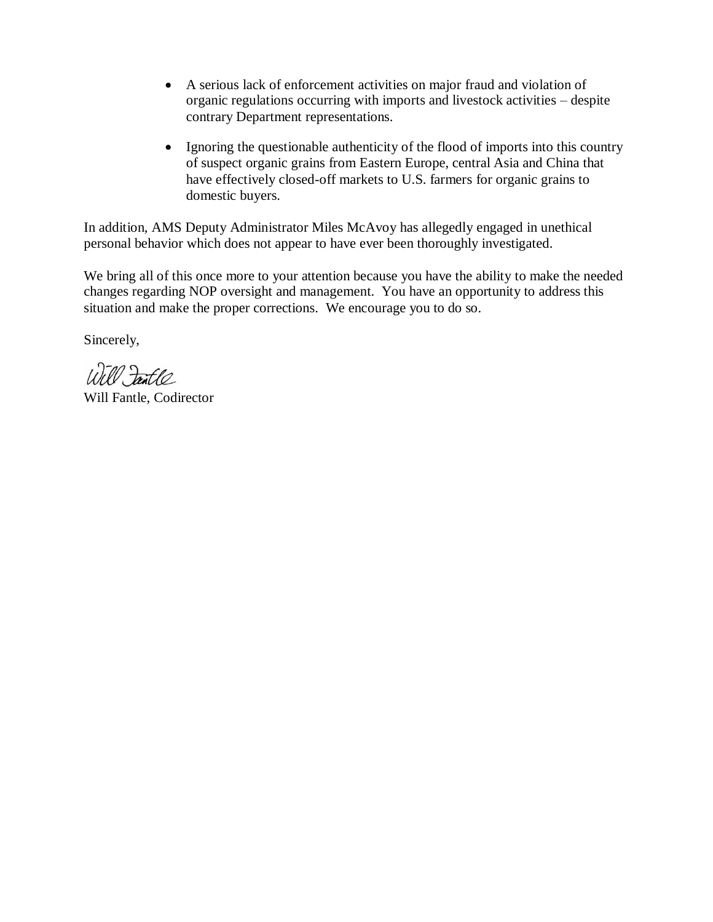- A serious lack of enforcement activities on major fraud and violation of organic regulations occurring with imports and livestock activities – despite contrary Department representations.

- Ignoring the questionable authenticity of the flood of imports into this country of suspect organic grains from Eastern Europe, central Asia and China that have effectively closed-off markets to U.S. farmers for organic grains to domestic buyers.

In addition, AMS Deputy Administrator Miles McAvoy has allegedly engaged in unethical personal behavior which does not appear to have ever been thoroughly investigated.

We bring all of this once more to your attention because you have the ability to make the needed changes regarding NOP oversight and management. You have an opportunity to address this situation and make the proper corrections. We encourage you to do so.

Sincerely,

Will Fantle

Will Fantle, Codirector